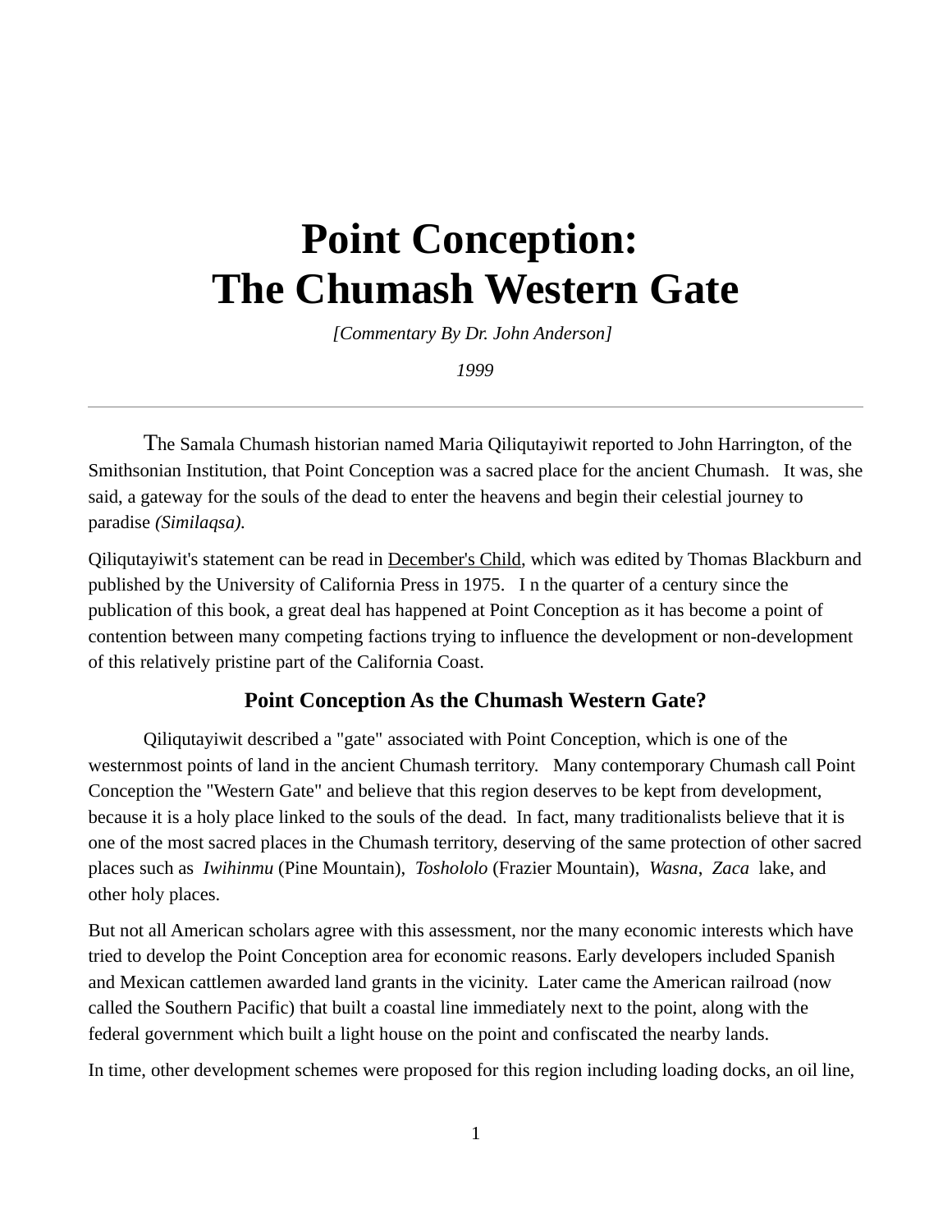# Point Conception: The Chumash Western Gate

*[Commentary By Dr. John Anderson]*

*1999*

---

The Samala Chumash historian named Maria Qiliqutayiwit reported to John Harrington, of the Smithsonian Institution, that Point Conception was a sacred place for the ancient Chumash. It was, she said, a gateway for the souls of the dead to enter the heavens and begin their celestial journey to paradise *(Similaqsa).*

Qiliqutayiwit's statement can be read in December's Child, which was edited by Thomas Blackburn and published by the University of California Press in 1975. I n the quarter of a century since the publication of this book, a great deal has happened at Point Conception as it has become a point of contention between many competing factions trying to influence the development or non-development of this relatively pristine part of the California Coast.

### Point Conception As the Chumash Western Gate?

Qiliqutayiwit described a "gate" associated with Point Conception, which is one of the westernmost points of land in the ancient Chumash territory. Many contemporary Chumash call Point Conception the "Western Gate" and believe that this region deserves to be kept from development, because it is a holy place linked to the souls of the dead. In fact, many traditionalists believe that it is one of the most sacred places in the Chumash territory, deserving of the same protection of other sacred places such as *Iwihinmu* (Pine Mountain), *Toshololo* (Frazier Mountain), *Wasna*, *Zaca* lake, and other holy places.

But not all American scholars agree with this assessment, nor the many economic interests which have tried to develop the Point Conception area for economic reasons. Early developers included Spanish and Mexican cattlemen awarded land grants in the vicinity. Later came the American railroad (now called the Southern Pacific) that built a coastal line immediately next to the point, along with the federal government which built a light house on the point and confiscated the nearby lands.

In time, other development schemes were proposed for this region including loading docks, an oil line,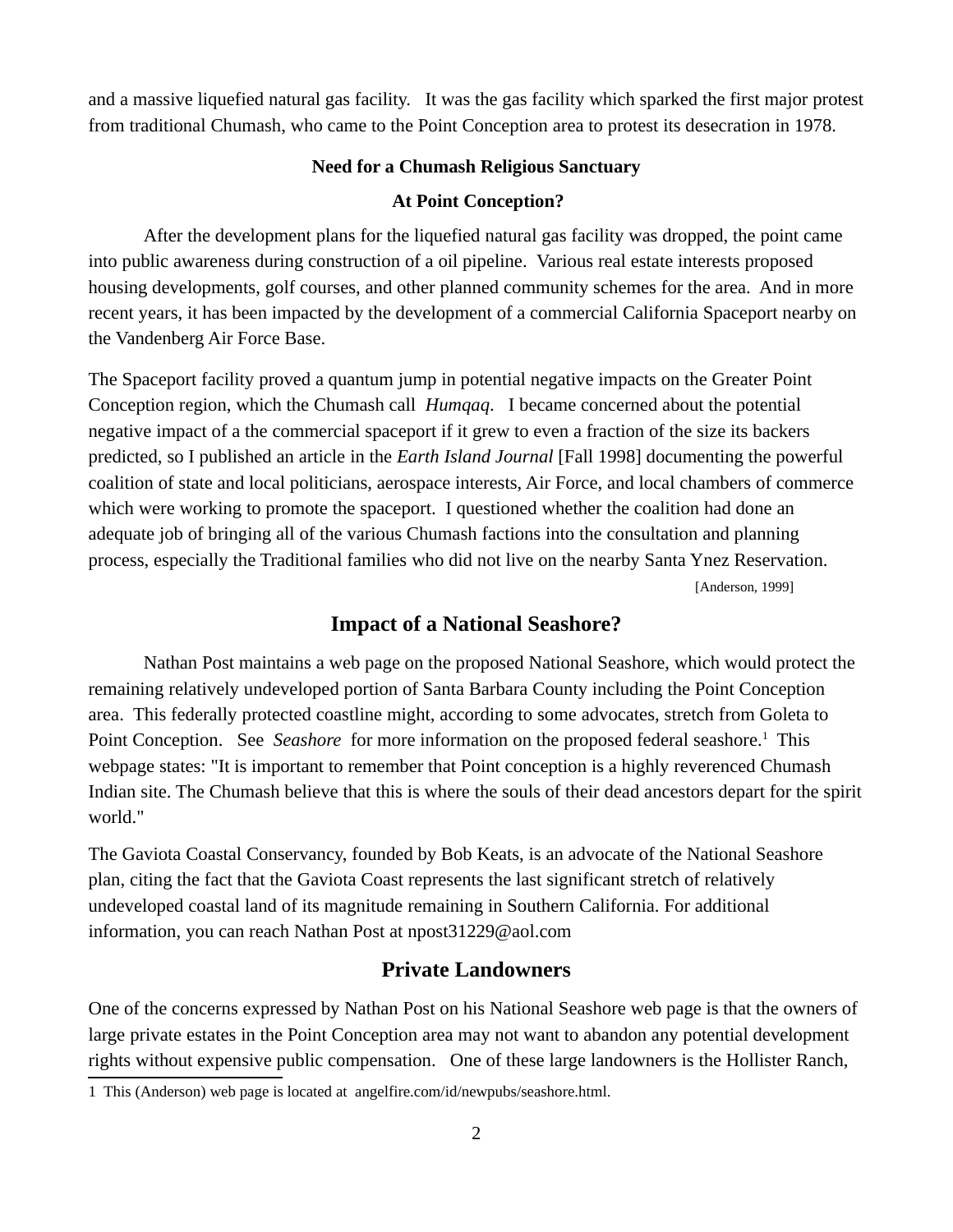and a massive liquefied natural gas facility. It was the gas facility which sparked the first major protest from traditional Chumash, who came to the Point Conception area to protest its desecration in 1978.

**Need for a Chumash Religious Sanctuary**

**At Point Conception?**

After the development plans for the liquefied natural gas facility was dropped, the point came into public awareness during construction of a oil pipeline. Various real estate interests proposed housing developments, golf courses, and other planned community schemes for the area. And in more recent years, it has been impacted by the development of a commercial California Spaceport nearby on the Vandenberg Air Force Base.

The Spaceport facility proved a quantum jump in potential negative impacts on the Greater Point Conception region, which the Chumash call *Humqaq*. I became concerned about the potential negative impact of a the commercial spaceport if it grew to even a fraction of the size its backers predicted, so I published an article in the *Earth Island Journal* [Fall 1998] documenting the powerful coalition of state and local politicians, aerospace interests, Air Force, and local chambers of commerce which were working to promote the spaceport. I questioned whether the coalition had done an adequate job of bringing all of the various Chumash factions into the consultation and planning process, especially the Traditional families who did not live on the nearby Santa Ynez Reservation.

[Anderson, 1999]

## Impact of a National Seashore?

Nathan Post maintains a web page on the proposed National Seashore, which would protect the remaining relatively undeveloped portion of Santa Barbara County including the Point Conception area. This federally protected coastline might, according to some advocates, stretch from Goleta to Point Conception. See *Seashore* for more information on the proposed federal seashore.[1] This webpage states: "It is important to remember that Point conception is a highly reverenced Chumash Indian site. The Chumash believe that this is where the souls of their dead ancestors depart for the spirit world."

The Gaviota Coastal Conservancy, founded by Bob Keats, is an advocate of the National Seashore plan, citing the fact that the Gaviota Coast represents the last significant stretch of relatively undeveloped coastal land of its magnitude remaining in Southern California. For additional information, you can reach Nathan Post at npost31229@aol.com

## Private Landowners

One of the concerns expressed by Nathan Post on his National Seashore web page is that the owners of large private estates in the Point Conception area may not want to abandon any potential development rights without expensive public compensation. One of these large landowners is the Hollister Ranch,

1 This (Anderson) web page is located at angelfire.com/id/newpubs/seashore.html.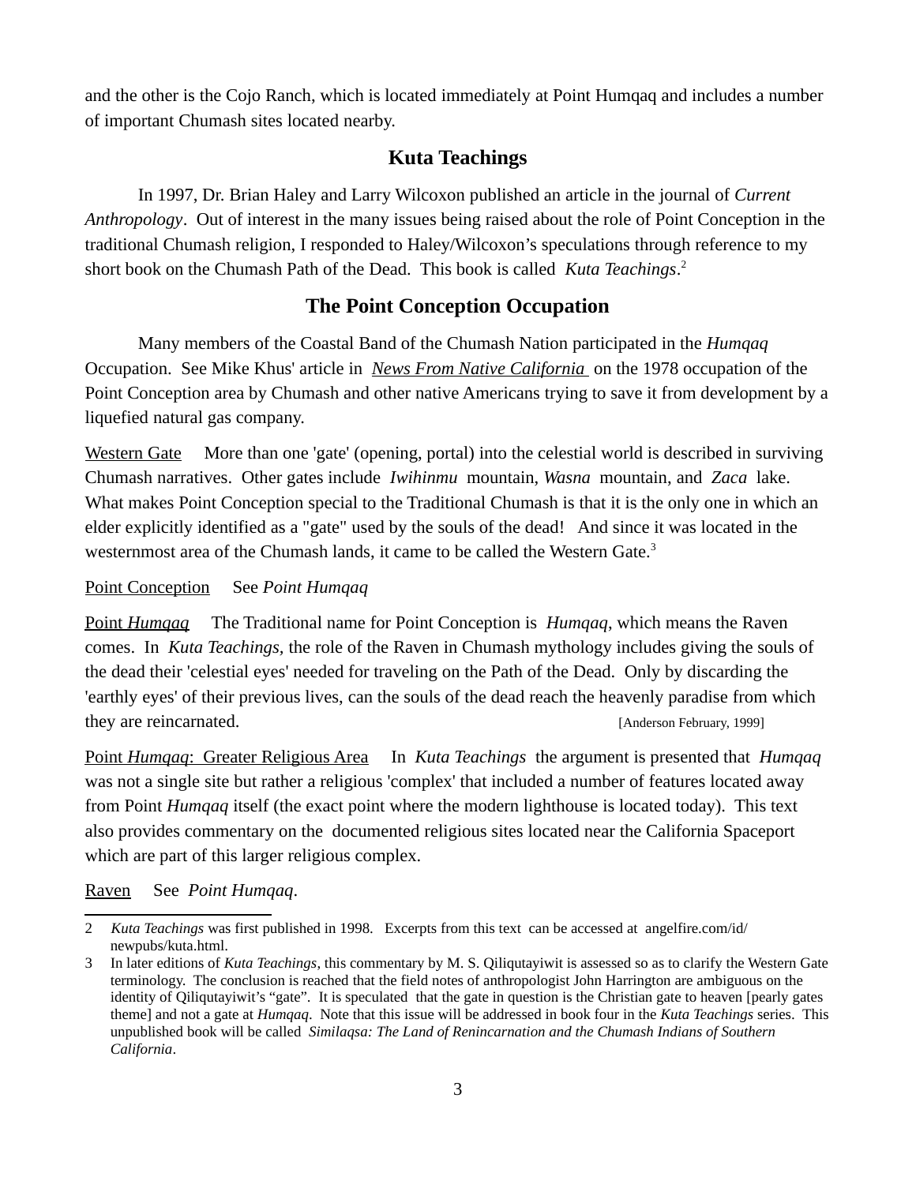and the other is the Cojo Ranch, which is located immediately at Point Humqaq and includes a number of important Chumash sites located nearby.

## Kuta Teachings

In 1997, Dr. Brian Haley and Larry Wilcoxon published an article in the journal of *Current Anthropology*. Out of interest in the many issues being raised about the role of Point Conception in the traditional Chumash religion, I responded to Haley/Wilcoxon's speculations through reference to my short book on the Chumash Path of the Dead. This book is called *Kuta Teachings*.[2]

## The Point Conception Occupation

Many members of the Coastal Band of the Chumash Nation participated in the *Humqaq* Occupation. See Mike Khus' article in *News From Native California* on the 1978 occupation of the Point Conception area by Chumash and other native Americans trying to save it from development by a liquefied natural gas company.

Western Gate More than one 'gate' (opening, portal) into the celestial world is described in surviving Chumash narratives. Other gates include *Iwihinmu* mountain, *Wasna* mountain, and *Zaca* lake. What makes Point Conception special to the Traditional Chumash is that it is the only one in which an elder explicitly identified as a "gate" used by the souls of the dead! And since it was located in the westernmost area of the Chumash lands, it came to be called the Western Gate.[3]

Point Conception See *Point Humqaq*

Point *Humqaq* The Traditional name for Point Conception is *Humqaq*, which means the Raven comes. In *Kuta Teachings,* the role of the Raven in Chumash mythology includes giving the souls of the dead their 'celestial eyes' needed for traveling on the Path of the Dead. Only by discarding the 'earthly eyes' of their previous lives, can the souls of the dead reach the heavenly paradise from which they are reincarnated. [Anderson February, 1999]

Point *Humqaq*: Greater Religious Area In *Kuta Teachings* the argument is presented that *Humqaq* was not a single site but rather a religious 'complex' that included a number of features located away from Point *Humqaq* itself (the exact point where the modern lighthouse is located today). This text also provides commentary on the documented religious sites located near the California Spaceport which are part of this larger religious complex.

Raven See *Point Humqaq*.

---

2 *Kuta Teachings* was first published in 1998. Excerpts from this text can be accessed at angelfire.com/id/newpubs/kuta.html.

3 In later editions of *Kuta Teachings*, this commentary by M. S. Qiliqutayiwit is assessed so as to clarify the Western Gate terminology. The conclusion is reached that the field notes of anthropologist John Harrington are ambiguous on the identity of Qiliqutayiwit's "gate". It is speculated that the gate in question is the Christian gate to heaven [pearly gates theme] and not a gate at *Humqaq*. Note that this issue will be addressed in book four in the *Kuta Teachings* series. This unpublished book will be called *Similaqsa: The Land of Renincarnation and the Chumash Indians of Southern California*.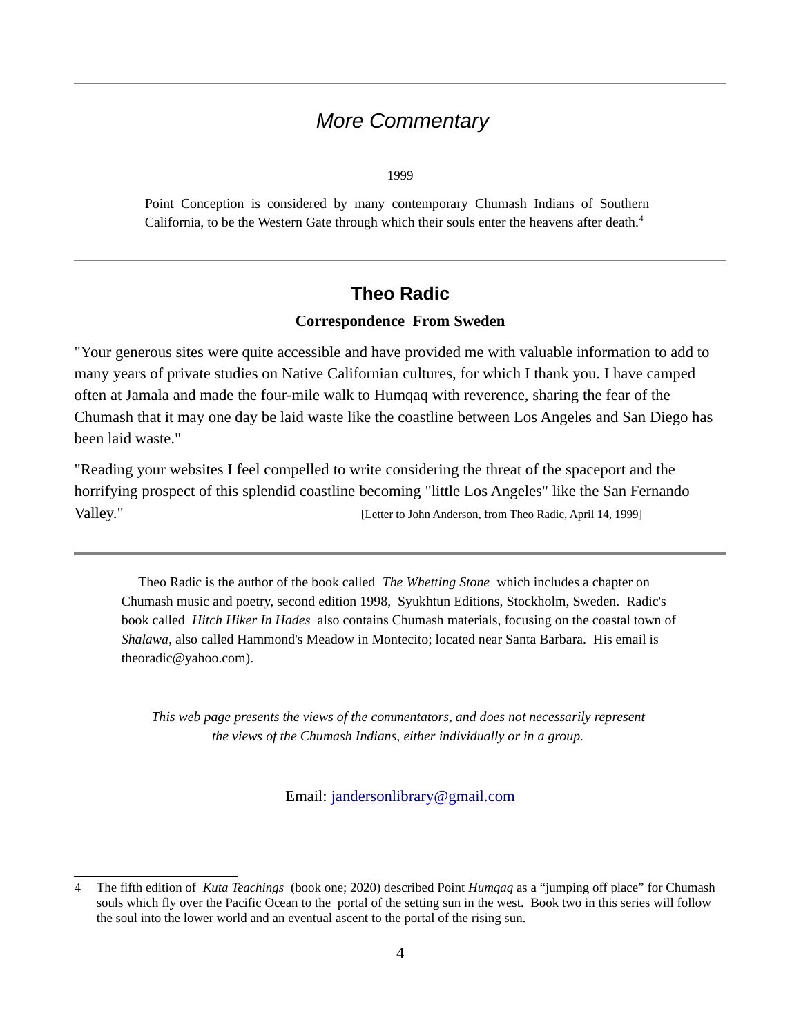---

## *More Commentary*

1999

Point Conception is considered by many contemporary Chumash Indians of Southern California, to be the Western Gate through which their souls enter the heavens after death.[4]

---

## Theo Radic

**Correspondence From Sweden**

"Your generous sites were quite accessible and have provided me with valuable information to add to many years of private studies on Native Californian cultures, for which I thank you. I have camped often at Jamala and made the four-mile walk to Humqaq with reverence, sharing the fear of the Chumash that it may one day be laid waste like the coastline between Los Angeles and San Diego has been laid waste."

"Reading your websites I feel compelled to write considering the threat of the spaceport and the horrifying prospect of this splendid coastline becoming "little Los Angeles" like the San Fernando Valley." [Letter to John Anderson, from Theo Radic, April 14, 1999]

---

Theo Radic is the author of the book called *The Whetting Stone* which includes a chapter on Chumash music and poetry, second edition 1998, Syukhtun Editions, Stockholm, Sweden. Radic's book called *Hitch Hiker In Hades* also contains Chumash materials, focusing on the coastal town of *Shalawa*, also called Hammond's Meadow in Montecito; located near Santa Barbara. His email is theoradic@yahoo.com).

*This web page presents the views of the commentators, and does not necessarily represent the views of the Chumash Indians, either individually or in a group.*

Email: jandersonlibrary@gmail.com

---

4 The fifth edition of *Kuta Teachings* (book one; 2020) described Point *Humqaq* as a "jumping off place" for Chumash souls which fly over the Pacific Ocean to the portal of the setting sun in the west. Book two in this series will follow the soul into the lower world and an eventual ascent to the portal of the rising sun.